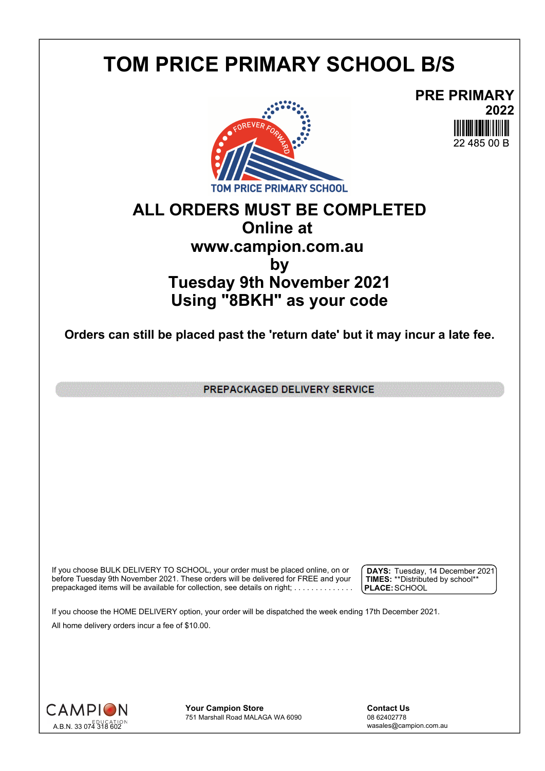# TOM PRICE PRIMARY SCHOOL B/S

**PRE PRIMARY**
**2022**
22 485 00 B

FOREVER FORWARD
TOM PRICE PRIMARY SCHOOL

## ALL ORDERS MUST BE COMPLETED
## Online at
## www.campion.com.au
## by
## Tuesday 9th November 2021
## Using "8BKH" as your code

**Orders can still be placed past the 'return date' but it may incur a late fee.**

**PREPACKAGED DELIVERY SERVICE**

If you choose BULK DELIVERY TO SCHOOL, your order must be placed online, on or before Tuesday 9th November 2021. These orders will be delivered for FREE and your prepackaged items will be available for collection, see details on right; . . . . . . . . . . . . . .

**DAYS:** Tuesday, 14 December 2021
**TIMES:** **Distributed by school**
**PLACE:** SCHOOL

If you choose the HOME DELIVERY option, your order will be dispatched the week ending 17th December 2021.

All home delivery orders incur a fee of $10.00.

CAMPION EDUCATION
A.B.N. 33 074 318 602

**Your Campion Store**
751 Marshall Road MALAGA WA 6090

**Contact Us**
08 62402778
wasales@campion.com.au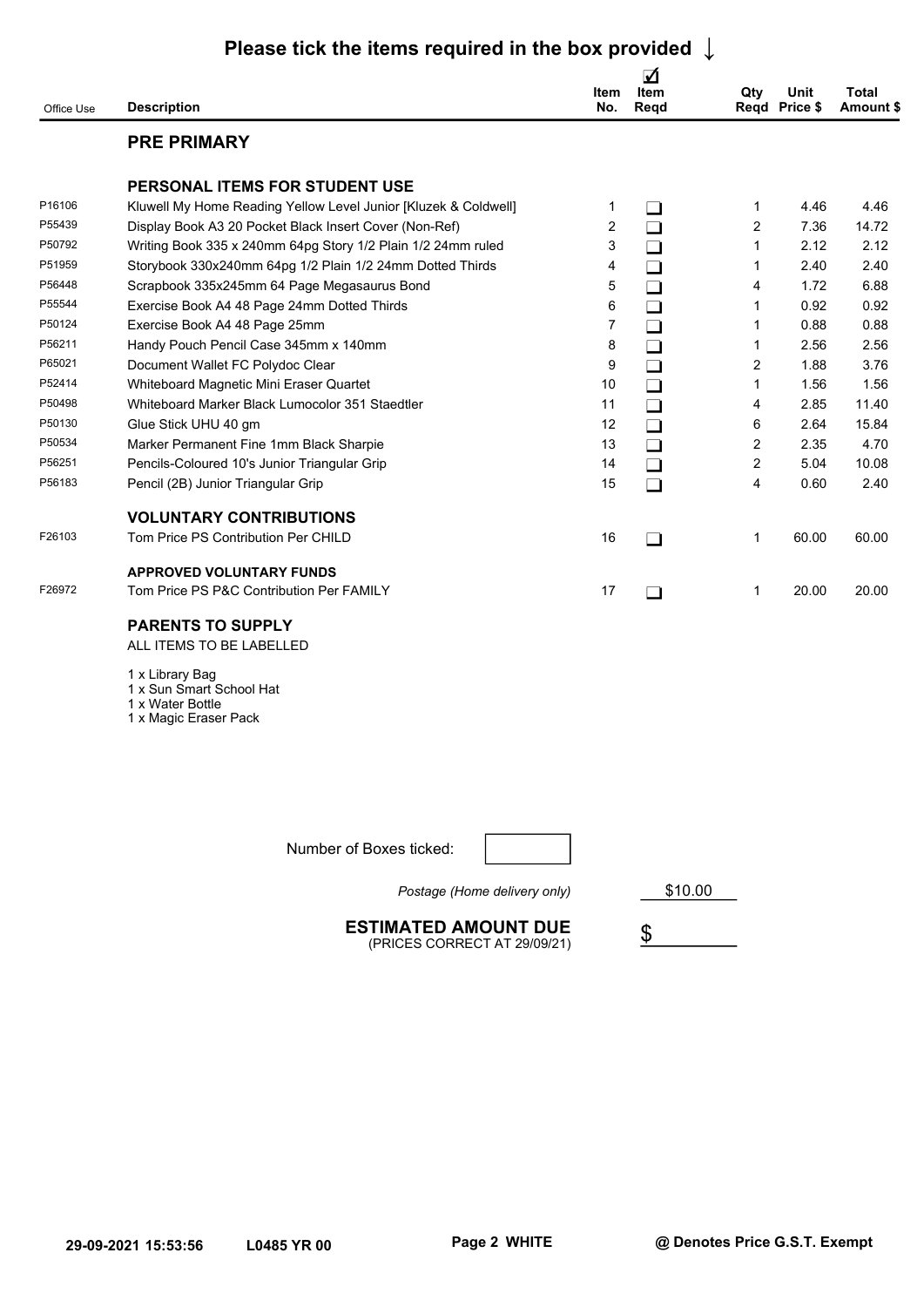**Please tick the items required in the box provided ↓**

| Office Use | Description | Item No. | ☑ Item Reqd | Qty Reqd | Unit Price $ | Total Amount $ |
|---|---|---|---|---|---|---|
| | **PRE PRIMARY** | | | | | |
| | **PERSONAL ITEMS FOR STUDENT USE** | | | | | |
| P16106 | Kluwell My Home Reading Yellow Level Junior [Kluzek & Coldwell] | 1 | ☐ | 1 | 4.46 | 4.46 |
| P55439 | Display Book A3 20 Pocket Black Insert Cover (Non-Ref) | 2 | ☐ | 2 | 7.36 | 14.72 |
| P50792 | Writing Book 335 x 240mm 64pg Story 1/2 Plain 1/2 24mm ruled | 3 | ☐ | 1 | 2.12 | 2.12 |
| P51959 | Storybook 330x240mm 64pg 1/2 Plain 1/2 24mm Dotted Thirds | 4 | ☐ | 1 | 2.40 | 2.40 |
| P56448 | Scrapbook 335x245mm 64 Page Megasaurus Bond | 5 | ☐ | 4 | 1.72 | 6.88 |
| P55544 | Exercise Book A4 48 Page 24mm Dotted Thirds | 6 | ☐ | 1 | 0.92 | 0.92 |
| P50124 | Exercise Book A4 48 Page 25mm | 7 | ☐ | 1 | 0.88 | 0.88 |
| P56211 | Handy Pouch Pencil Case 345mm x 140mm | 8 | ☐ | 1 | 2.56 | 2.56 |
| P65021 | Document Wallet FC Polydoc Clear | 9 | ☐ | 2 | 1.88 | 3.76 |
| P52414 | Whiteboard Magnetic Mini Eraser Quartet | 10 | ☐ | 1 | 1.56 | 1.56 |
| P50498 | Whiteboard Marker Black Lumocolor 351 Staedtler | 11 | ☐ | 4 | 2.85 | 11.40 |
| P50130 | Glue Stick UHU 40 gm | 12 | ☐ | 6 | 2.64 | 15.84 |
| P50534 | Marker Permanent Fine 1mm Black Sharpie | 13 | ☐ | 2 | 2.35 | 4.70 |
| P56251 | Pencils-Coloured 10's Junior Triangular Grip | 14 | ☐ | 2 | 5.04 | 10.08 |
| P56183 | Pencil (2B) Junior Triangular Grip | 15 | ☐ | 4 | 0.60 | 2.40 |
| | **VOLUNTARY CONTRIBUTIONS** | | | | | |
| F26103 | Tom Price PS Contribution Per CHILD | 16 | ☐ | 1 | 60.00 | 60.00 |
| | **APPROVED VOLUNTARY FUNDS** | | | | | |
| F26972 | Tom Price PS P&C Contribution Per FAMILY | 17 | ☐ | 1 | 20.00 | 20.00 |

**PARENTS TO SUPPLY**

ALL ITEMS TO BE LABELLED

1 x Library Bag
1 x Sun Smart School Hat
1 x Water Bottle
1 x Magic Eraser Pack

Number of Boxes ticked: ______

*Postage (Home delivery only)* $10.00

**ESTIMATED AMOUNT DUE** $ ______
(PRICES CORRECT AT 29/09/21)

29-09-2021 15:53:56 L0485 YR 00 Page 2 WHITE **@ Denotes Price G.S.T. Exempt**